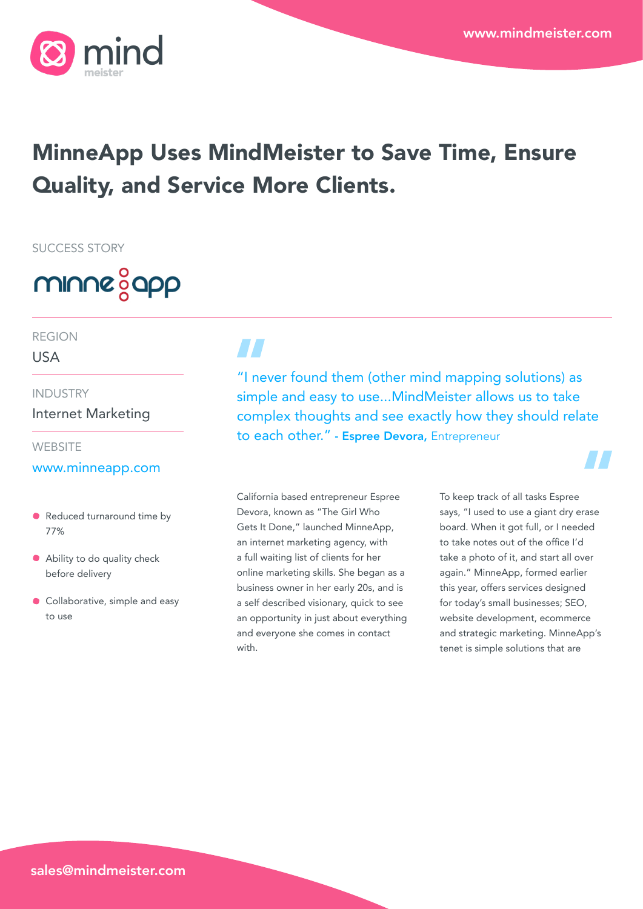# MinneApp Uses MindMeister to Save Time, Ensure Quality, and Service More Clients.

SUCCESS STORY

REGION

USA

INDUSTRY

Internet Marketing

WEBSITE

www.minneapp.com

- Reduced turnaround time by 77%
- Ability to do quality check before delivery
- Collaborative, simple and easy to use

> "I never found them (other mind mapping solutions) as simple and easy to use...MindMeister allows us to take complex thoughts and see exactly how they should relate to each other." - **Espree Devora,** Entrepreneur

California based entrepreneur Espree Devora, known as "The Girl Who Gets It Done," launched MinneApp, an internet marketing agency, with a full waiting list of clients for her online marketing skills. She began as a business owner in her early 20s, and is a self described visionary, quick to see an opportunity in just about everything and everyone she comes in contact with.

To keep track of all tasks Espree says, "I used to use a giant dry erase board. When it got full, or I needed to take notes out of the office I'd take a photo of it, and start all over again." MinneApp, formed earlier this year, offers services designed for today's small businesses; SEO, website development, ecommerce and strategic marketing. MinneApp's tenet is simple solutions that are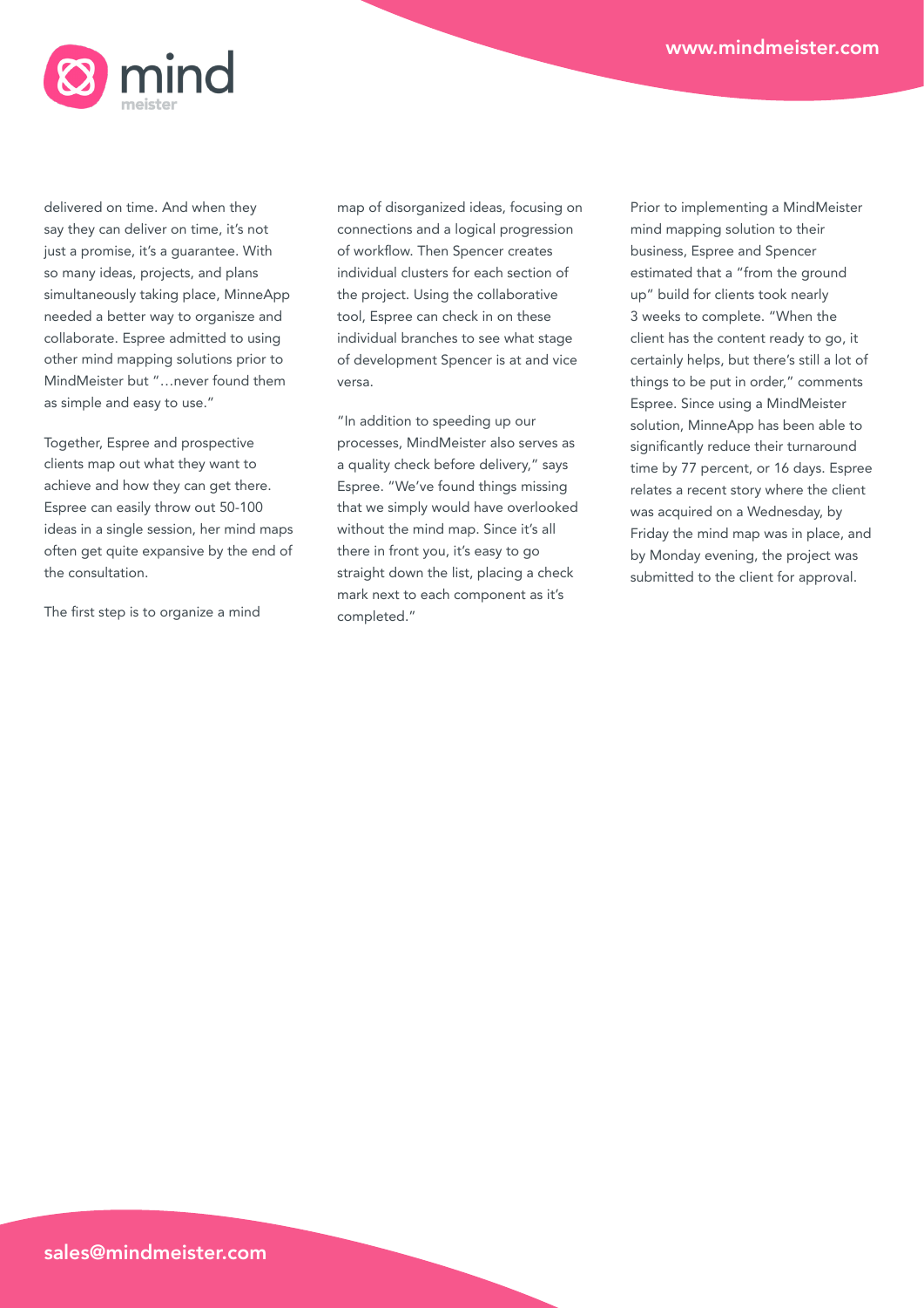delivered on time. And when they say they can deliver on time, it's not just a promise, it's a guarantee. With so many ideas, projects, and plans simultaneously taking place, MinneApp needed a better way to organisze and collaborate. Espree admitted to using other mind mapping solutions prior to MindMeister but "…never found them as simple and easy to use."

Together, Espree and prospective clients map out what they want to achieve and how they can get there. Espree can easily throw out 50-100 ideas in a single session, her mind maps often get quite expansive by the end of the consultation.

The first step is to organize a mind map of disorganized ideas, focusing on connections and a logical progression of workflow. Then Spencer creates individual clusters for each section of the project. Using the collaborative tool, Espree can check in on these individual branches to see what stage of development Spencer is at and vice versa.

"In addition to speeding up our processes, MindMeister also serves as a quality check before delivery," says Espree. "We've found things missing that we simply would have overlooked without the mind map. Since it's all there in front you, it's easy to go straight down the list, placing a check mark next to each component as it's completed."

Prior to implementing a MindMeister mind mapping solution to their business, Espree and Spencer estimated that a "from the ground up" build for clients took nearly 3 weeks to complete. "When the client has the content ready to go, it certainly helps, but there's still a lot of things to be put in order," comments Espree. Since using a MindMeister solution, MinneApp has been able to significantly reduce their turnaround time by 77 percent, or 16 days. Espree relates a recent story where the client was acquired on a Wednesday, by Friday the mind map was in place, and by Monday evening, the project was submitted to the client for approval.